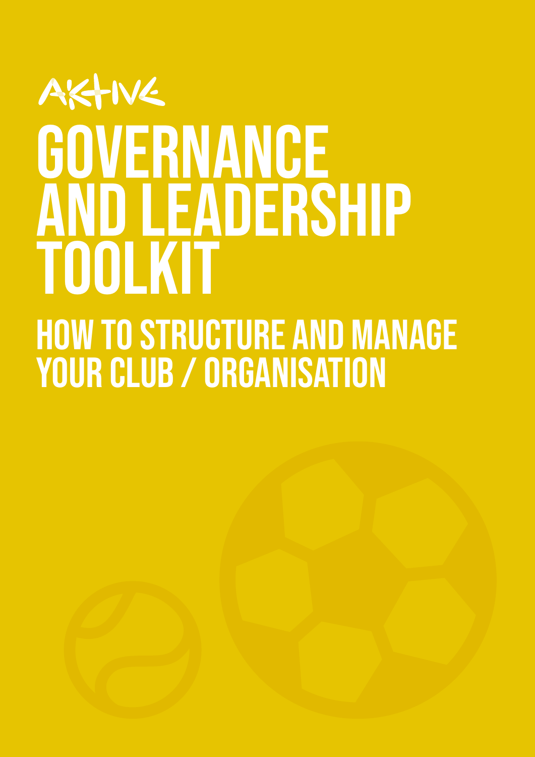AKTIVE

# GOVERNANCE AND LEADERSHIP TOOLKIT

## HOW TO STRUCTURE AND MANAGE YOUR CLUB / ORGANISATION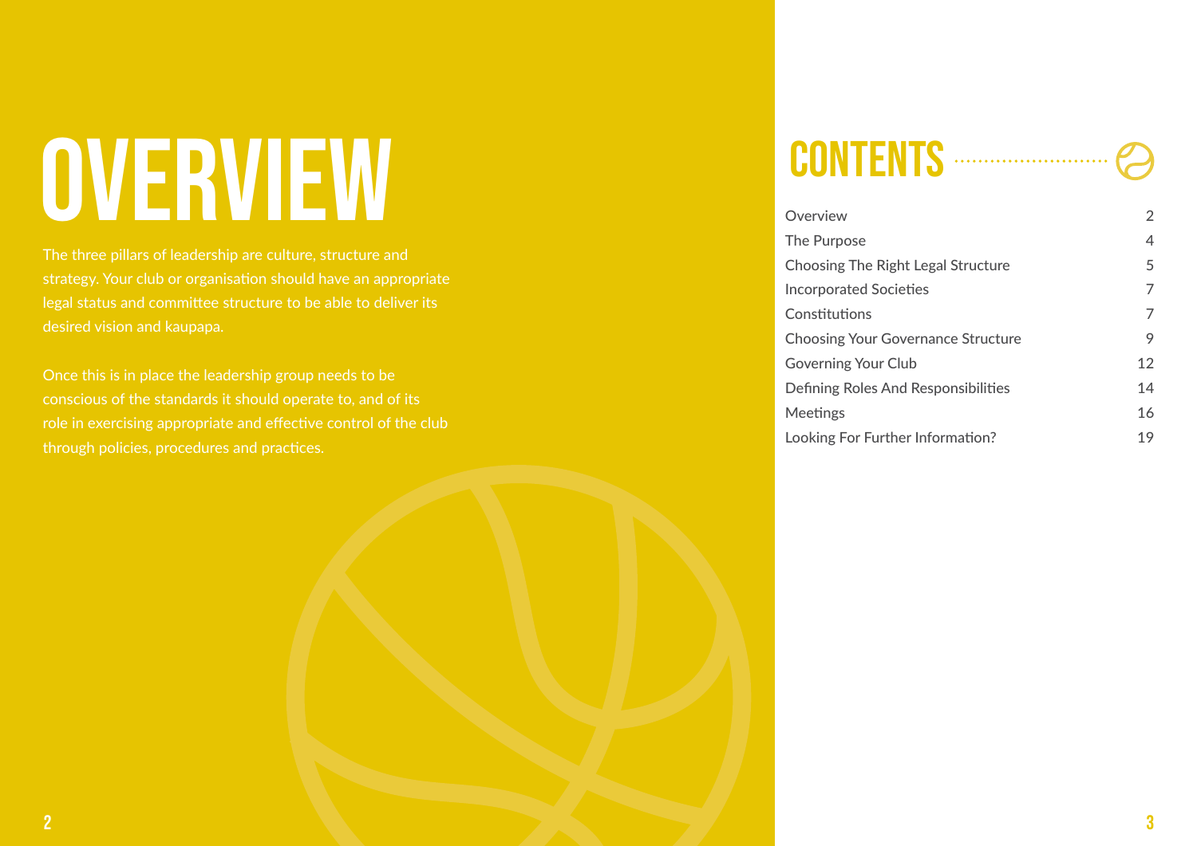# OVERVIEW

The three pillars of leadership are culture, structure and strategy. Your club or organisation should have an appropriate legal status and committee structure to be able to deliver its desired vision and kaupapa.

Once this is in place the leadership group needs to be conscious of the standards it should operate to, and of its role in exercising appropriate and effective control of the club through policies, procedures and practices.

# CONTENTS

| | |
|---|---|
| Overview | 2 |
| The Purpose | 4 |
| Choosing The Right Legal Structure | 5 |
| Incorporated Societies | 7 |
| Constitutions | 7 |
| Choosing Your Governance Structure | 9 |
| Governing Your Club | 12 |
| Defining Roles And Responsibilities | 14 |
| Meetings | 16 |
| Looking For Further Information? | 19 |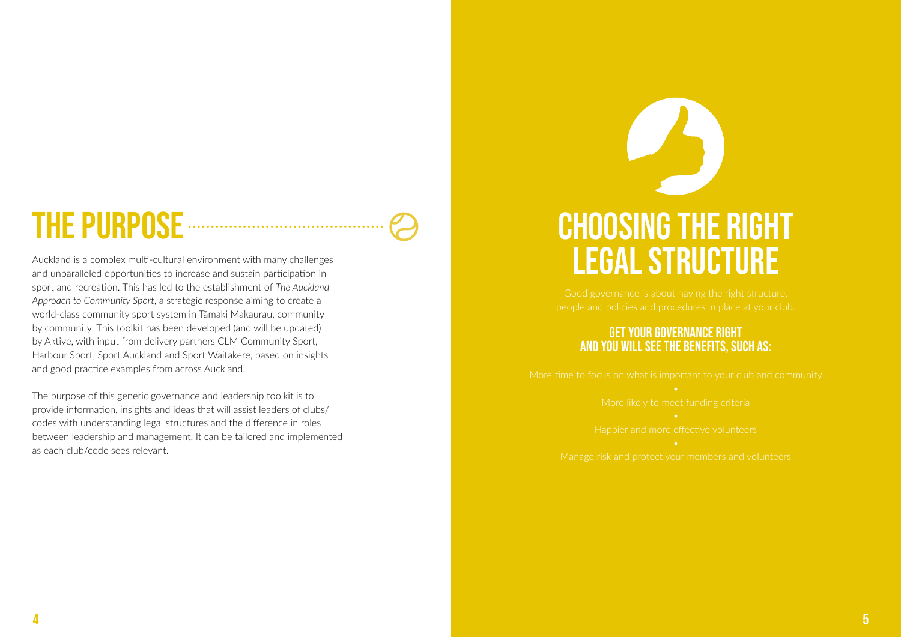# THE PURPOSE

Auckland is a complex multi-cultural environment with many challenges and unparalleled opportunities to increase and sustain participation in sport and recreation. This has led to the establishment of *The Auckland Approach to Community Sport*, a strategic response aiming to create a world-class community sport system in Tāmaki Makaurau, community by community. This toolkit has been developed (and will be updated) by Aktive, with input from delivery partners CLM Community Sport, Harbour Sport, Sport Auckland and Sport Waitākere, based on insights and good practice examples from across Auckland.

The purpose of this generic governance and leadership toolkit is to provide information, insights and ideas that will assist leaders of clubs/codes with understanding legal structures and the difference in roles between leadership and management. It can be tailored and implemented as each club/code sees relevant.

# CHOOSING THE RIGHT LEGAL STRUCTURE

Good governance is about having the right structure, people and policies and procedures in place at your club.

### GET YOUR GOVERNANCE RIGHT AND YOU WILL SEE THE BENEFITS, SUCH AS:

- More time to focus on what is important to your club and community
- More likely to meet funding criteria
- Happier and more effective volunteers
- Manage risk and protect your members and volunteers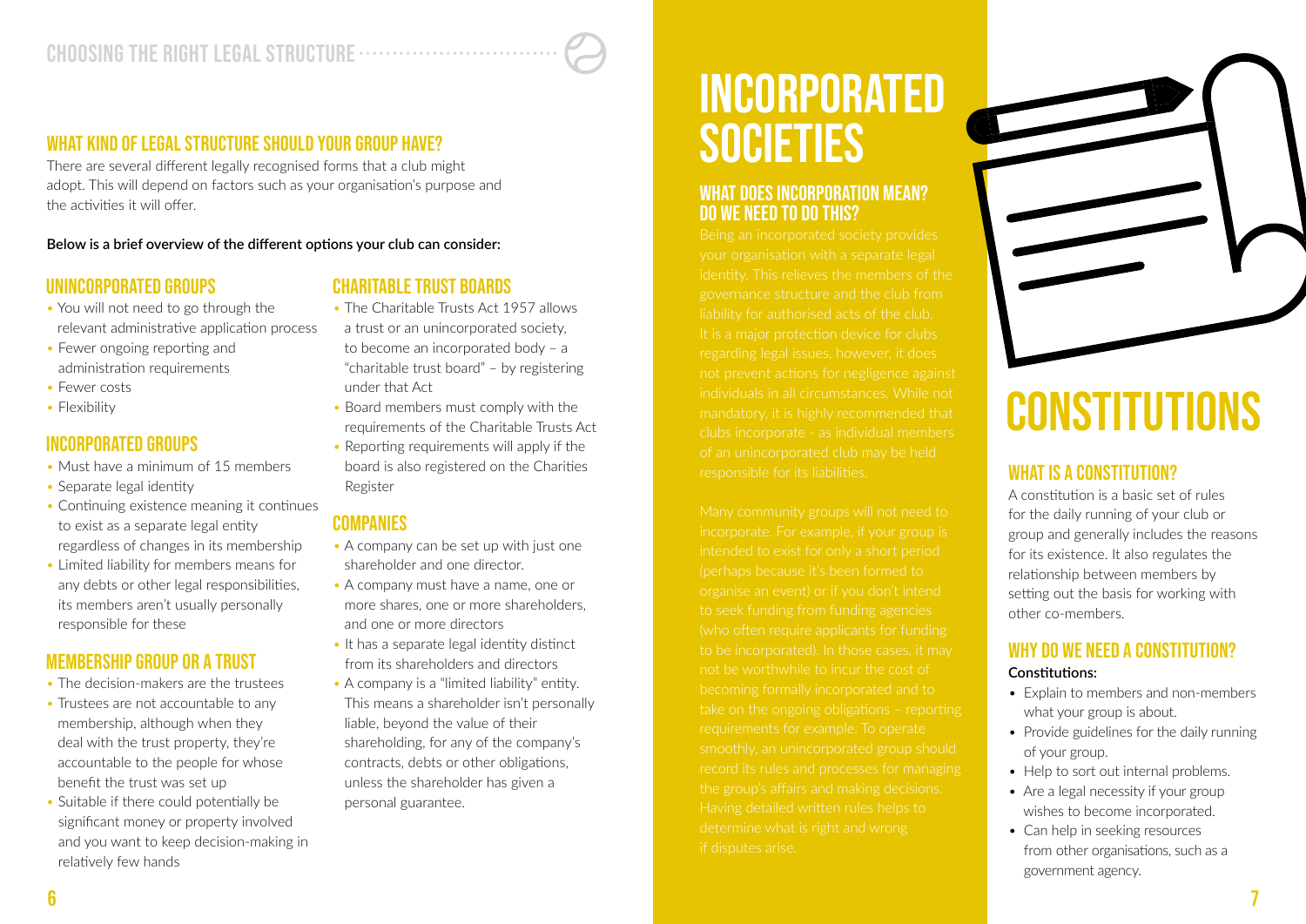## What kind of legal structure should your group have?

There are several different legally recognised forms that a club might adopt. This will depend on factors such as your organisation's purpose and the activities it will offer.

**Below is a brief overview of the different options your club can consider:**

### Unincorporated groups

- You will not need to go through the relevant administrative application process
- Fewer ongoing reporting and administration requirements
- Fewer costs
- Flexibility

### Incorporated groups

- Must have a minimum of 15 members
- Separate legal identity
- Continuing existence meaning it continues to exist as a separate legal entity regardless of changes in its membership
- Limited liability for members means for any debts or other legal responsibilities, its members aren't usually personally responsible for these

### Membership group or a trust

- The decision-makers are the trustees
- Trustees are not accountable to any membership, although when they deal with the trust property, they're accountable to the people for whose benefit the trust was set up
- Suitable if there could potentially be significant money or property involved and you want to keep decision-making in relatively few hands

### Charitable trust boards

- The Charitable Trusts Act 1957 allows a trust or an unincorporated society, to become an incorporated body – a "charitable trust board" – by registering under that Act
- Board members must comply with the requirements of the Charitable Trusts Act
- Reporting requirements will apply if the board is also registered on the Charities Register

### Companies

- A company can be set up with just one shareholder and one director.
- A company must have a name, one or more shares, one or more shareholders, and one or more directors
- It has a separate legal identity distinct from its shareholders and directors
- A company is a "limited liability" entity. This means a shareholder isn't personally liable, beyond the value of their shareholding, for any of the company's contracts, debts or other obligations, unless the shareholder has given a personal guarantee.

# Incorporated Societies

## What does incorporation mean? Do we need to do this?

Being an incorporated society provides your organisation with a separate legal identity. This relieves the members of the governance structure and the club from liability for authorised acts of the club. It is a major protection device for clubs regarding legal issues, however, it does not prevent actions for negligence against individuals in all circumstances. While not mandatory, it is highly recommended that clubs incorporate - as individual members of an unincorporated club may be held responsible for its liabilities.

Many community groups will not need to incorporate. For example, if your group is intended to exist for only a short period (perhaps because it's been formed to organise an event) or if you don't intend to seek funding from funding agencies (who often require applicants for funding to be incorporated). In those cases, it may not be worthwhile to incur the cost of becoming formally incorporated and to take on the ongoing obligations – reporting requirements for example. To operate smoothly, an unincorporated group should record its rules and processes for managing the group's affairs and making decisions. Having detailed written rules helps to determine what is right and wrong if disputes arise.

# Constitutions

## What is a constitution?

A constitution is a basic set of rules for the daily running of your club or group and generally includes the reasons for its existence. It also regulates the relationship between members by setting out the basis for working with other co-members.

## Why do we need a constitution?

**Constitutions:**

- Explain to members and non-members what your group is about.
- Provide guidelines for the daily running of your group.
- Help to sort out internal problems.
- Are a legal necessity if your group wishes to become incorporated.
- Can help in seeking resources from other organisations, such as a government agency.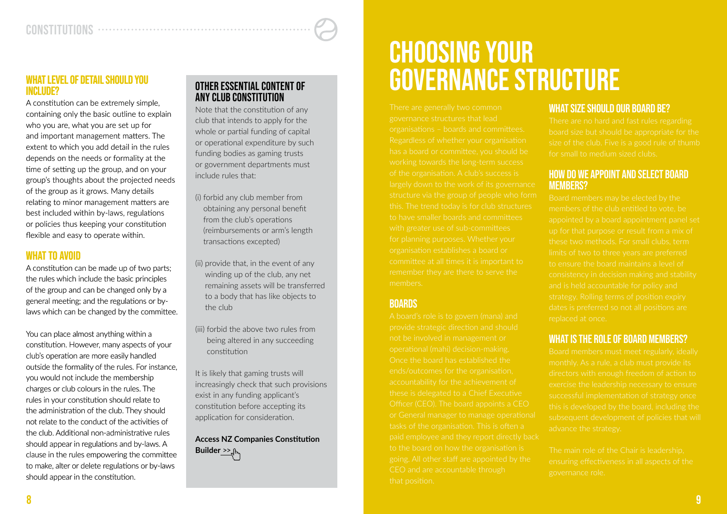## What level of detail should you include?

A constitution can be extremely simple, containing only the basic outline to explain who you are, what you are set up for and important management matters. The extent to which you add detail in the rules depends on the needs or formality at the time of setting up the group, and on your group's thoughts about the projected needs of the group as it grows. Many details relating to minor management matters are best included within by-laws, regulations or policies thus keeping your constitution flexible and easy to operate within.

## What to avoid

A constitution can be made up of two parts; the rules which include the basic principles of the group and can be changed only by a general meeting; and the regulations or by-laws which can be changed by the committee.

You can place almost anything within a constitution. However, many aspects of your club's operation are more easily handled outside the formality of the rules. For instance, you would not include the membership charges or club colours in the rules. The rules in your constitution should relate to the administration of the club. They should not relate to the conduct of the activities of the club. Additional non-administrative rules should appear in regulations and by-laws. A clause in the rules empowering the committee to make, alter or delete regulations or by-laws should appear in the constitution.

## Other essential content of any club constitution

Note that the constitution of any club that intends to apply for the whole or partial funding of capital or operational expenditure by such funding bodies as gaming trusts or government departments must include rules that:

(i) forbid any club member from obtaining any personal benefit from the club's operations (reimbursements or arm's length transactions excepted)

(ii) provide that, in the event of any winding up of the club, any net remaining assets will be transferred to a body that has like objects to the club

(iii) forbid the above two rules from being altered in any succeeding constitution

It is likely that gaming trusts will increasingly check that such provisions exist in any funding applicant's constitution before accepting its application for consideration.

**Access NZ Companies Constitution Builder >>**

# Choosing your governance structure

There are generally two common governance structures that lead organisations – boards and committees. Regardless of whether your organisation has a board or committee, you should be working towards the long-term success of the organisation. A club's success is largely down to the work of its governance structure via the group of people who form this. The trend today is for club structures to have smaller boards and committees with greater use of sub-committees for planning purposes. Whether your organisation establishes a board or committee at all times it is important to remember they are there to serve the members.

## Boards

A board's role is to govern (mana) and provide strategic direction and should not be involved in management or operational (mahi) decision-making. Once the board has established the ends/outcomes for the organisation, accountability for the achievement of these is delegated to a Chief Executive Officer (CEO). The board appoints a CEO or General manager to manage operational tasks of the organisation. This is often a paid employee and they report directly back to the board on how the organisation is going. All other staff are appointed by the CEO and are accountable through that position.

## What size should our board be?

There are no hard and fast rules regarding board size but should be appropriate for the size of the club. Five is a good rule of thumb for small to medium sized clubs.

## How do we appoint and select board members?

Board members may be elected by the members of the club entitled to vote, be appointed by a board appointment panel set up for that purpose or result from a mix of these two methods. For small clubs, term limits of two to three years are preferred to ensure the board maintains a level of consistency in decision making and stability and is held accountable for policy and strategy. Rolling terms of position expiry dates is preferred so not all positions are replaced at once.

## What is the role of board members?

Board members must meet regularly, ideally monthly. As a rule, a club must provide its directors with enough freedom of action to exercise the leadership necessary to ensure successful implementation of strategy once this is developed by the board, including the subsequent development of policies that will advance the strategy.

The main role of the Chair is leadership, ensuring effectiveness in all aspects of the governance role.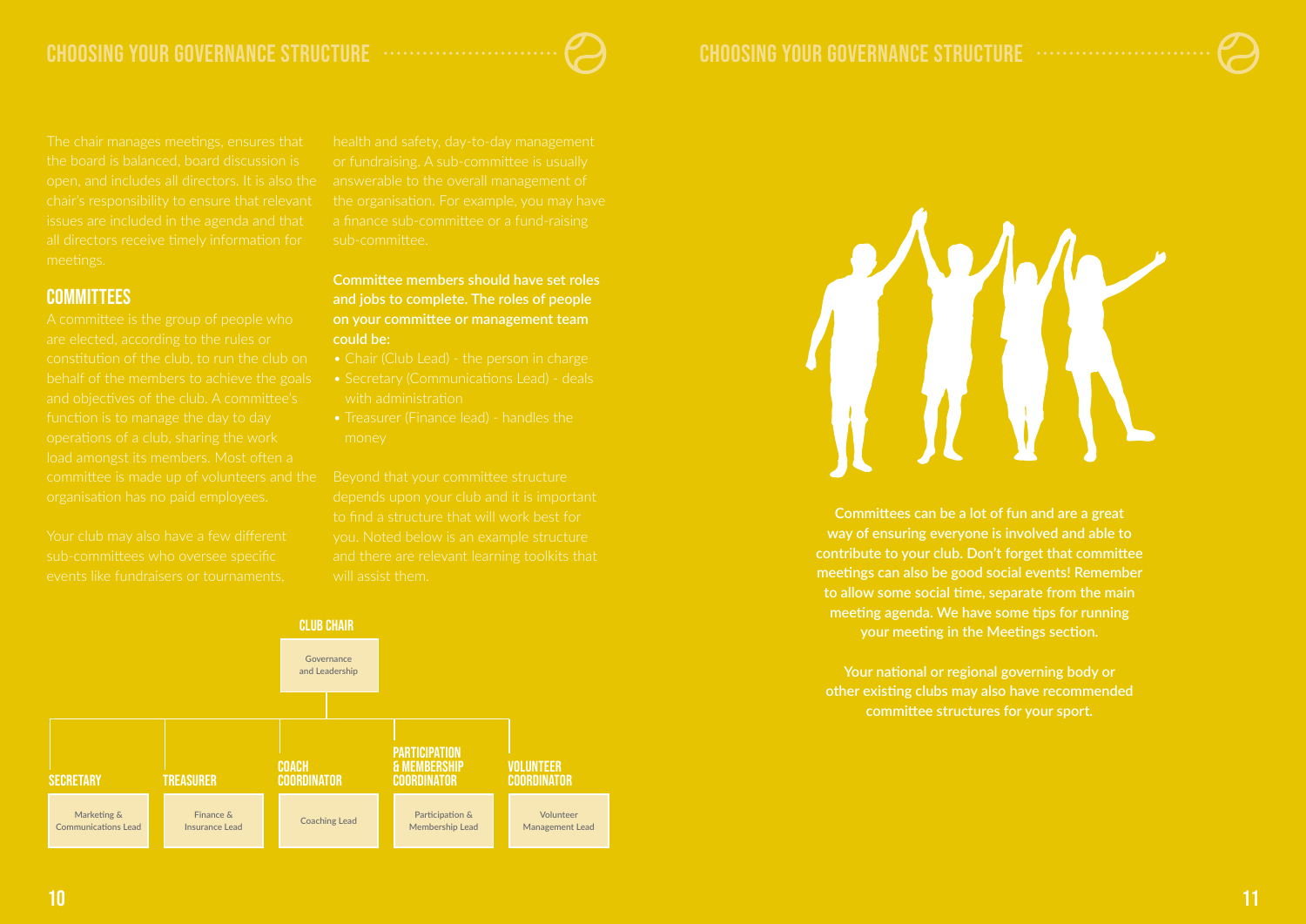# CHOOSING YOUR GOVERNANCE STRUCTURE

The chair manages meetings, ensures that the board is balanced, board discussion is open, and includes all directors. It is also the chair's responsibility to ensure that relevant issues are included in the agenda and that all directors receive timely information for meetings.

## COMMITTEES

A committee is the group of people who are elected, according to the rules or constitution of the club, to run the club on behalf of the members to achieve the goals and objectives of the club. A committee's function is to manage the day to day operations of a club, sharing the work load amongst its members. Most often a committee is made up of volunteers and the organisation has no paid employees.

Your club may also have a few different sub-committees who oversee specific events like fundraisers or tournaments, health and safety, day-to-day management or fundraising. A sub-committee is usually answerable to the overall management of the organisation. For example, you may have a finance sub-committee or a fund-raising sub-committee.

**Committee members should have set roles and jobs to complete. The roles of people on your committee or management team could be:**

- Chair (Club Lead) - the person in charge
- Secretary (Communications Lead) - deals with administration
- Treasurer (Finance lead) - handles the money

Beyond that your committee structure depends upon your club and it is important to find a structure that will work best for you. Noted below is an example structure and there are relevant learning toolkits that will assist them.

**CLUB CHAIR**
Governance and Leadership

| SECRETARY | TREASURER | COACH COORDINATOR | PARTICIPATION & MEMBERSHIP COORDINATOR | VOLUNTEER COORDINATOR |
|---|---|---|---|---|
| Marketing & Communications Lead | Finance & Insurance Lead | Coaching Lead | Participation & Membership Lead | Volunteer Management Lead |

**Committees can be a lot of fun and are a great way of ensuring everyone is involved and able to contribute to your club. Don't forget that committee meetings can also be good social events! Remember to allow some social time, separate from the main meeting agenda. We have some tips for running your meeting in the Meetings section.**

**Your national or regional governing body or other existing clubs may also have recommended committee structures for your sport.**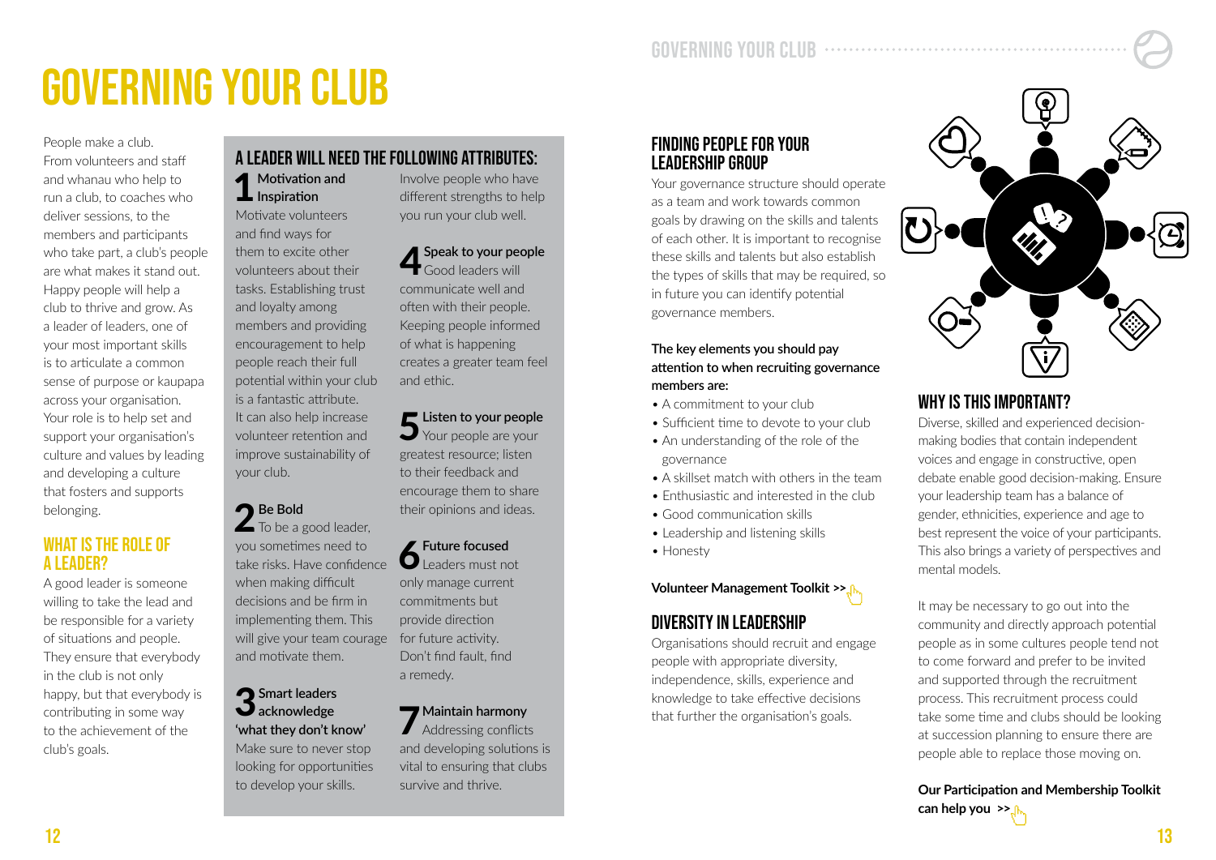# GOVERNING YOUR CLUB

People make a club. From volunteers and staff and whanau who help to run a club, to coaches who deliver sessions, to the members and participants who take part, a club's people are what makes it stand out. Happy people will help a club to thrive and grow. As a leader of leaders, one of your most important skills is to articulate a common sense of purpose or kaupapa across your organisation. Your role is to help set and support your organisation's culture and values by leading and developing a culture that fosters and supports belonging.

## WHAT IS THE ROLE OF A LEADER?

A good leader is someone willing to take the lead and be responsible for a variety of situations and people. They ensure that everybody in the club is not only happy, but that everybody is contributing in some way to the achievement of the club's goals.

## A LEADER WILL NEED THE FOLLOWING ATTRIBUTES:

**1 Motivation and Inspiration**
Motivate volunteers and find ways for them to excite other volunteers about their tasks. Establishing trust and loyalty among members and providing encouragement to help people reach their full potential within your club is a fantastic attribute. It can also help increase volunteer retention and improve sustainability of your club.

**2 Be Bold**
To be a good leader, you sometimes need to take risks. Have confidence when making difficult decisions and be firm in implementing them. This will give your team courage and motivate them.

**3 Smart leaders acknowledge 'what they don't know'**
Make sure to never stop looking for opportunities to develop your skills. Involve people who have different strengths to help you run your club well.

**4 Speak to your people**
Good leaders will communicate well and often with their people. Keeping people informed of what is happening creates a greater team feel and ethic.

**5 Listen to your people**
Your people are your greatest resource; listen to their feedback and encourage them to share their opinions and ideas.

**6 Future focused**
Leaders must not only manage current commitments but provide direction for future activity. Don't find fault, find a remedy.

**7 Maintain harmony**
Addressing conflicts and developing solutions is vital to ensuring that clubs survive and thrive.

## FINDING PEOPLE FOR YOUR LEADERSHIP GROUP

Your governance structure should operate as a team and work towards common goals by drawing on the skills and talents of each other. It is important to recognise these skills and talents but also establish the types of skills that may be required, so in future you can identify potential governance members.

**The key elements you should pay attention to when recruiting governance members are:**

- A commitment to your club
- Sufficient time to devote to your club
- An understanding of the role of the governance
- A skillset match with others in the team
- Enthusiastic and interested in the club
- Good communication skills
- Leadership and listening skills
- Honesty

**Volunteer Management Toolkit >>**

## DIVERSITY IN LEADERSHIP

Organisations should recruit and engage people with appropriate diversity, independence, skills, experience and knowledge to take effective decisions that further the organisation's goals.

## WHY IS THIS IMPORTANT?

Diverse, skilled and experienced decision-making bodies that contain independent voices and engage in constructive, open debate enable good decision-making. Ensure your leadership team has a balance of gender, ethnicities, experience and age to best represent the voice of your participants. This also brings a variety of perspectives and mental models.

It may be necessary to go out into the community and directly approach potential people as in some cultures people tend not to come forward and prefer to be invited and supported through the recruitment process. This recruitment process could take some time and clubs should be looking at succession planning to ensure there are people able to replace those moving on.

**Our Participation and Membership Toolkit can help you >>**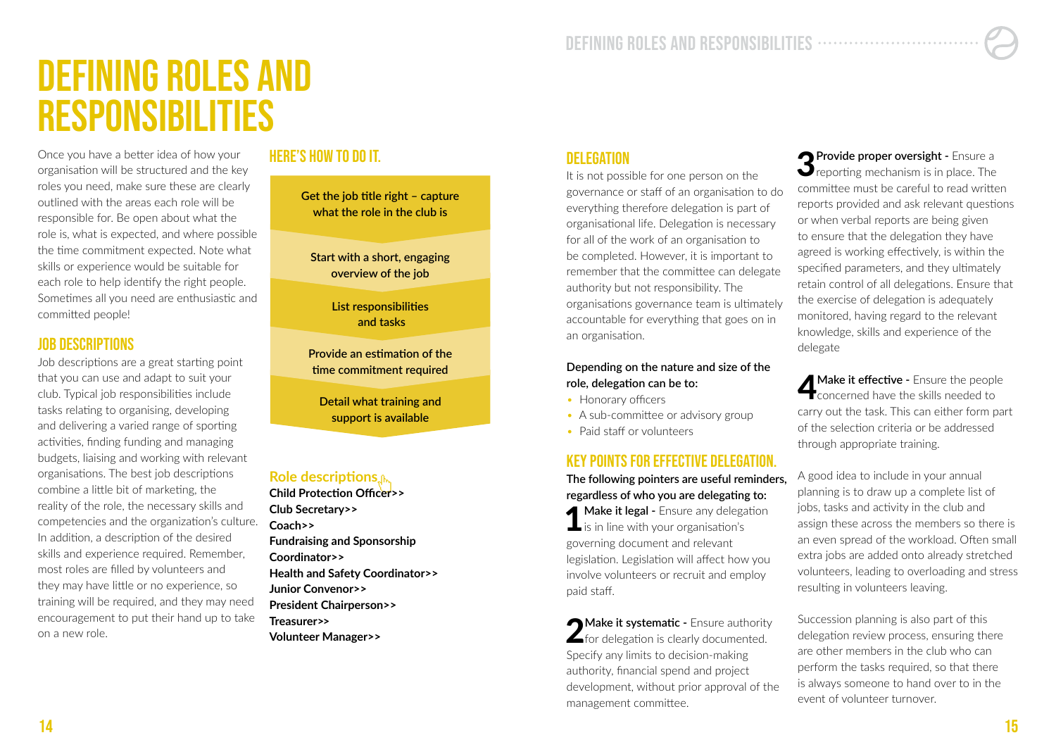# DEFINING ROLES AND RESPONSIBILITIES

Once you have a better idea of how your organisation will be structured and the key roles you need, make sure these are clearly outlined with the areas each role will be responsible for. Be open about what the role is, what is expected, and where possible the time commitment expected. Note what skills or experience would be suitable for each role to help identify the right people. Sometimes all you need are enthusiastic and committed people!

## JOB DESCRIPTIONS

Job descriptions are a great starting point that you can use and adapt to suit your club. Typical job responsibilities include tasks relating to organising, developing and delivering a varied range of sporting activities, finding funding and managing budgets, liaising and working with relevant organisations. The best job descriptions combine a little bit of marketing, the reality of the role, the necessary skills and competencies and the organization's culture. In addition, a description of the desired skills and experience required. Remember, most roles are filled by volunteers and they may have little or no experience, so training will be required, and they may need encouragement to put their hand up to take on a new role.

## HERE'S HOW TO DO IT.

- Get the job title right – capture what the role in the club is
- Start with a short, engaging overview of the job
- List responsibilities and tasks
- Provide an estimation of the time commitment required
- Detail what training and support is available

**Role descriptions**

**Child Protection Officer>>**
**Club Secretary>>**
**Coach>>**
**Fundraising and Sponsorship Coordinator>>**
**Health and Safety Coordinator>>**
**Junior Convenor>>**
**President Chairperson>>**
**Treasurer>>**
**Volunteer Manager>>**

## DELEGATION

It is not possible for one person on the governance or staff of an organisation to do everything therefore delegation is part of organisational life. Delegation is necessary for all of the work of an organisation to be completed. However, it is important to remember that the committee can delegate authority but not responsibility. The organisations governance team is ultimately accountable for everything that goes on in an organisation.

**Depending on the nature and size of the role, delegation can be to:**

- Honorary officers
- A sub-committee or advisory group
- Paid staff or volunteers

## KEY POINTS FOR EFFECTIVE DELEGATION.

**The following pointers are useful reminders, regardless of who you are delegating to:**

**1 Make it legal -** Ensure any delegation is in line with your organisation's governing document and relevant legislation. Legislation will affect how you involve volunteers or recruit and employ paid staff.

**2 Make it systematic -** Ensure authority for delegation is clearly documented. Specify any limits to decision-making authority, financial spend and project development, without prior approval of the management committee.

**3 Provide proper oversight -** Ensure a reporting mechanism is in place. The committee must be careful to read written reports provided and ask relevant questions or when verbal reports are being given to ensure that the delegation they have agreed is working effectively, is within the specified parameters, and they ultimately retain control of all delegations. Ensure that the exercise of delegation is adequately monitored, having regard to the relevant knowledge, skills and experience of the delegate

**4 Make it effective -** Ensure the people concerned have the skills needed to carry out the task. This can either form part of the selection criteria or be addressed through appropriate training.

A good idea to include in your annual planning is to draw up a complete list of jobs, tasks and activity in the club and assign these across the members so there is an even spread of the workload. Often small extra jobs are added onto already stretched volunteers, leading to overloading and stress resulting in volunteers leaving.

Succession planning is also part of this delegation review process, ensuring there are other members in the club who can perform the tasks required, so that there is always someone to hand over to in the event of volunteer turnover.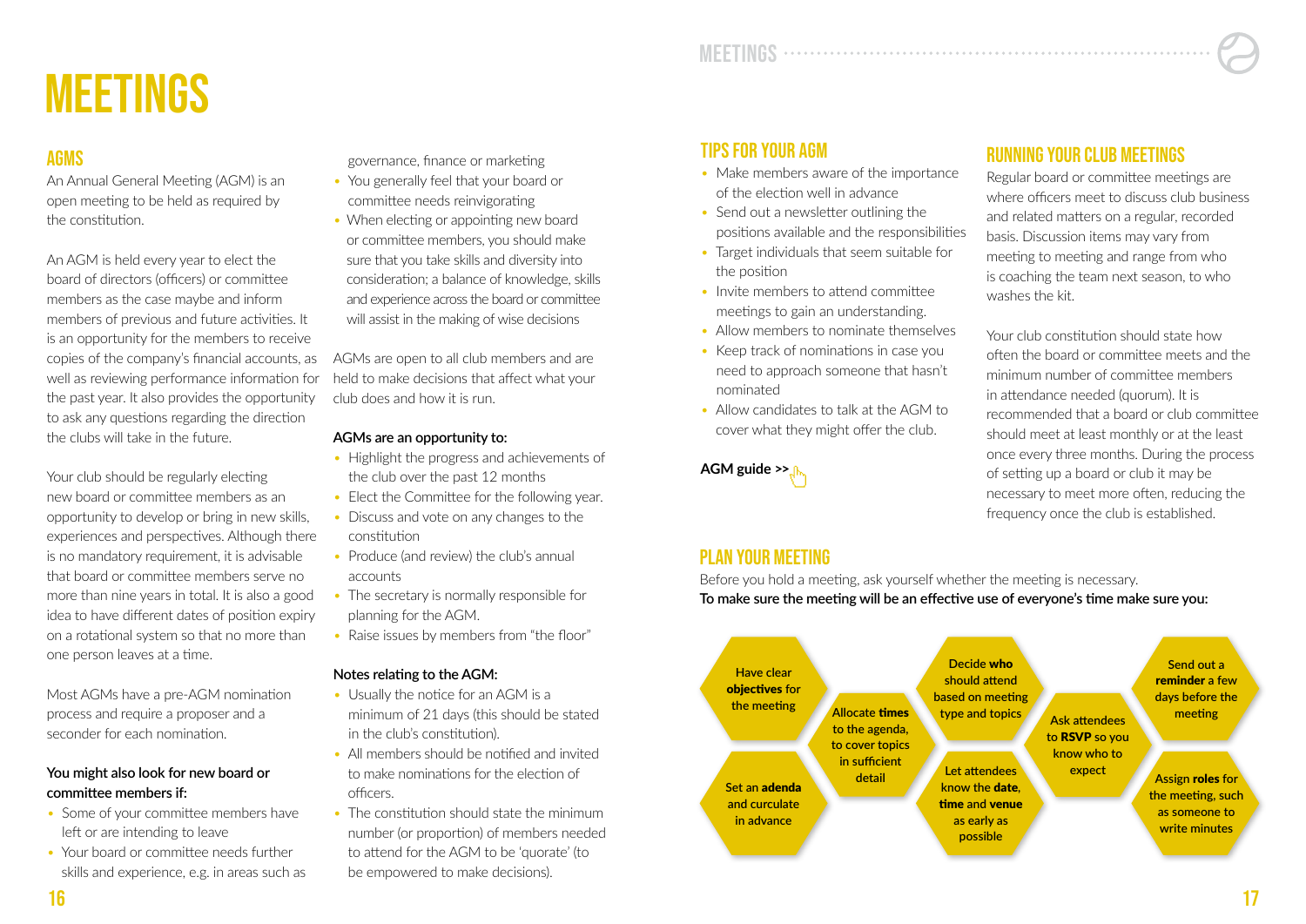# MEETINGS

## AGMS

An Annual General Meeting (AGM) is an open meeting to be held as required by the constitution.

An AGM is held every year to elect the board of directors (officers) or committee members as the case maybe and inform members of previous and future activities. It is an opportunity for the members to receive copies of the company's financial accounts, as well as reviewing performance information for the past year. It also provides the opportunity to ask any questions regarding the direction the clubs will take in the future.

Your club should be regularly electing new board or committee members as an opportunity to develop or bring in new skills, experiences and perspectives. Although there is no mandatory requirement, it is advisable that board or committee members serve no more than nine years in total. It is also a good idea to have different dates of position expiry on a rotational system so that no more than one person leaves at a time.

Most AGMs have a pre-AGM nomination process and require a proposer and a seconder for each nomination.

**You might also look for new board or committee members if:**

- Some of your committee members have left or are intending to leave
- Your board or committee needs further skills and experience, e.g. in areas such as governance, finance or marketing
- You generally feel that your board or committee needs reinvigorating
- When electing or appointing new board or committee members, you should make sure that you take skills and diversity into consideration; a balance of knowledge, skills and experience across the board or committee will assist in the making of wise decisions

AGMs are open to all club members and are held to make decisions that affect what your club does and how it is run.

**AGMs are an opportunity to:**

- Highlight the progress and achievements of the club over the past 12 months
- Elect the Committee for the following year.
- Discuss and vote on any changes to the constitution
- Produce (and review) the club's annual accounts
- The secretary is normally responsible for planning for the AGM.
- Raise issues by members from "the floor"

**Notes relating to the AGM:**

- Usually the notice for an AGM is a minimum of 21 days (this should be stated in the club's constitution).
- All members should be notified and invited to make nominations for the election of officers.
- The constitution should state the minimum number (or proportion) of members needed to attend for the AGM to be 'quorate' (to be empowered to make decisions).

## TIPS FOR YOUR AGM

- Make members aware of the importance of the election well in advance
- Send out a newsletter outlining the positions available and the responsibilities
- Target individuals that seem suitable for the position
- Invite members to attend committee meetings to gain an understanding.
- Allow members to nominate themselves
- Keep track of nominations in case you need to approach someone that hasn't nominated
- Allow candidates to talk at the AGM to cover what they might offer the club.

**AGM guide >>**

## RUNNING YOUR CLUB MEETINGS

Regular board or committee meetings are where officers meet to discuss club business and related matters on a regular, recorded basis. Discussion items may vary from meeting to meeting and range from who is coaching the team next season, to who washes the kit.

Your club constitution should state how often the board or committee meets and the minimum number of committee members in attendance needed (quorum). It is recommended that a board or club committee should meet at least monthly or at the least once every three months. During the process of setting up a board or club it may be necessary to meet more often, reducing the frequency once the club is established.

## PLAN YOUR MEETING

Before you hold a meeting, ask yourself whether the meeting is necessary.

**To make sure the meeting will be an effective use of everyone's time make sure you:**

- Have clear **objectives** for the meeting
- Set an **adenda** and curculate in advance
- Allocate **times** to the agenda, to cover topics in sufficient detail
- Decide **who** should attend based on meeting type and topics
- Let attendees know the **date**, **time** and **venue** as early as possible
- Ask attendees to **RSVP** so you know who to expect
- Send out a **reminder** a few days before the meeting
- Assign **roles** for the meeting, such as someone to write minutes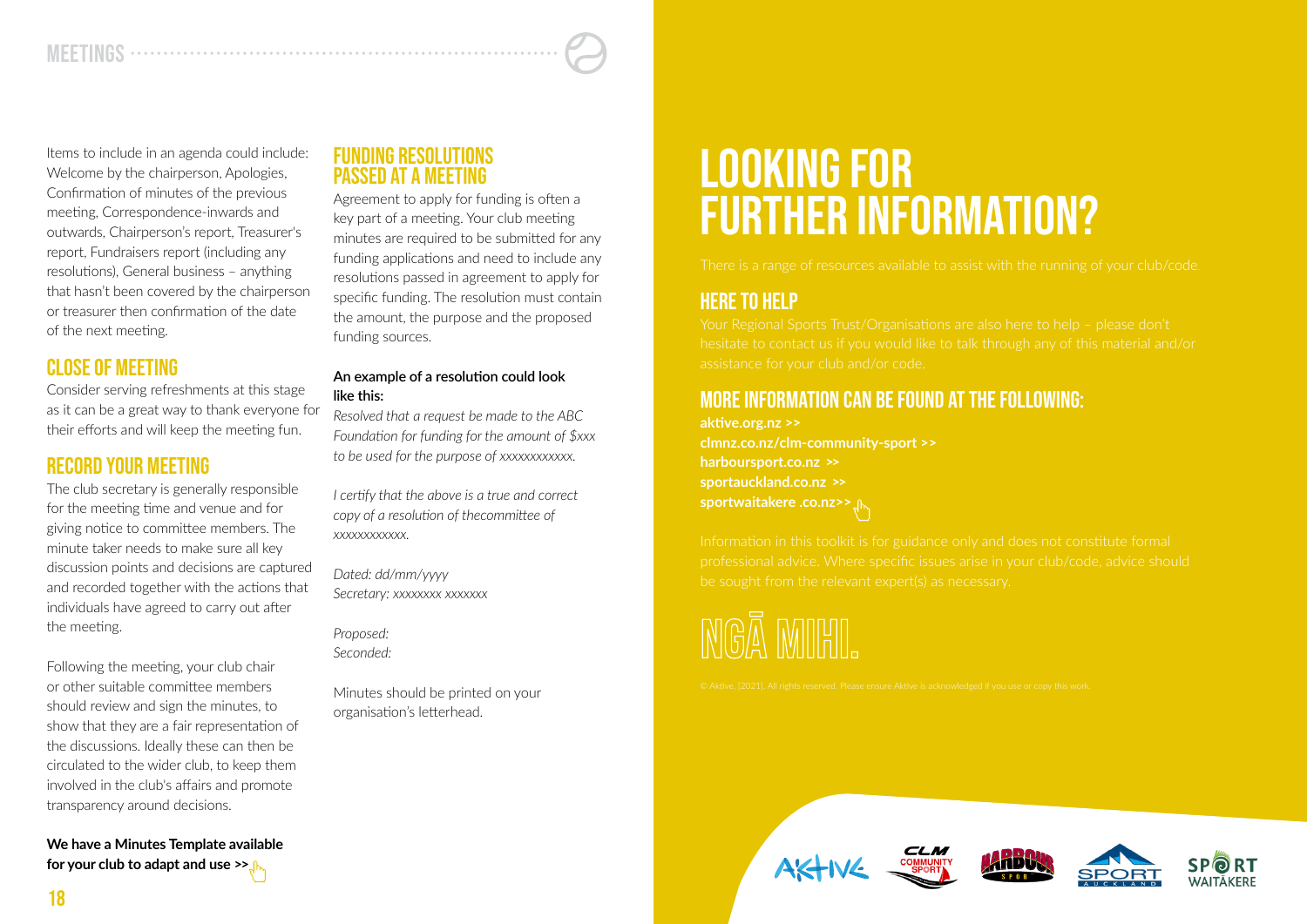Items to include in an agenda could include: Welcome by the chairperson, Apologies, Confirmation of minutes of the previous meeting, Correspondence-inwards and outwards, Chairperson's report, Treasurer's report, Fundraisers report (including any resolutions), General business – anything that hasn't been covered by the chairperson or treasurer then confirmation of the date of the next meeting.

## CLOSE OF MEETING

Consider serving refreshments at this stage as it can be a great way to thank everyone for their efforts and will keep the meeting fun.

## RECORD YOUR MEETING

The club secretary is generally responsible for the meeting time and venue and for giving notice to committee members. The minute taker needs to make sure all key discussion points and decisions are captured and recorded together with the actions that individuals have agreed to carry out after the meeting.

Following the meeting, your club chair or other suitable committee members should review and sign the minutes, to show that they are a fair representation of the discussions. Ideally these can then be circulated to the wider club, to keep them involved in the club's affairs and promote transparency around decisions.

**We have a Minutes Template available for your club to adapt and use >>**

## FUNDING RESOLUTIONS PASSED AT A MEETING

Agreement to apply for funding is often a key part of a meeting. Your club meeting minutes are required to be submitted for any funding applications and need to include any resolutions passed in agreement to apply for specific funding. The resolution must contain the amount, the purpose and the proposed funding sources.

**An example of a resolution could look like this:**

*Resolved that a request be made to the ABC Foundation for funding for the amount of $xxx to be used for the purpose of xxxxxxxxxxxx.*

*I certify that the above is a true and correct copy of a resolution of thecommittee of xxxxxxxxxxxx.*

*Dated: dd/mm/yyyy*
*Secretary: xxxxxxxx xxxxxxx*

*Proposed:*
*Seconded:*

Minutes should be printed on your organisation's letterhead.

# LOOKING FOR FURTHER INFORMATION?

There is a range of resources available to assist with the running of your club/code

## HERE TO HELP

Your Regional Sports Trust/Organisations are also here to help – please don't hesitate to contact us if you would like to talk through any of this material and/or assistance for your club and/or code.

## MORE INFORMATION CAN BE FOUND AT THE FOLLOWING:

**aktive.org.nz >>**
**clmnz.co.nz/clm-community-sport >>**
**harboursport.co.nz >>**
**sportauckland.co.nz >>**
**sportwaitakere .co.nz>>**

Information in this toolkit is for guidance only and does not constitute formal professional advice. Where specific issues arise in your club/code, advice should be sought from the relevant expert(s) as necessary.

# NGĀ MIHI.

© Aktive, [2021]. All rights reserved. Please ensure Aktive is acknowledged if you use or copy this work.